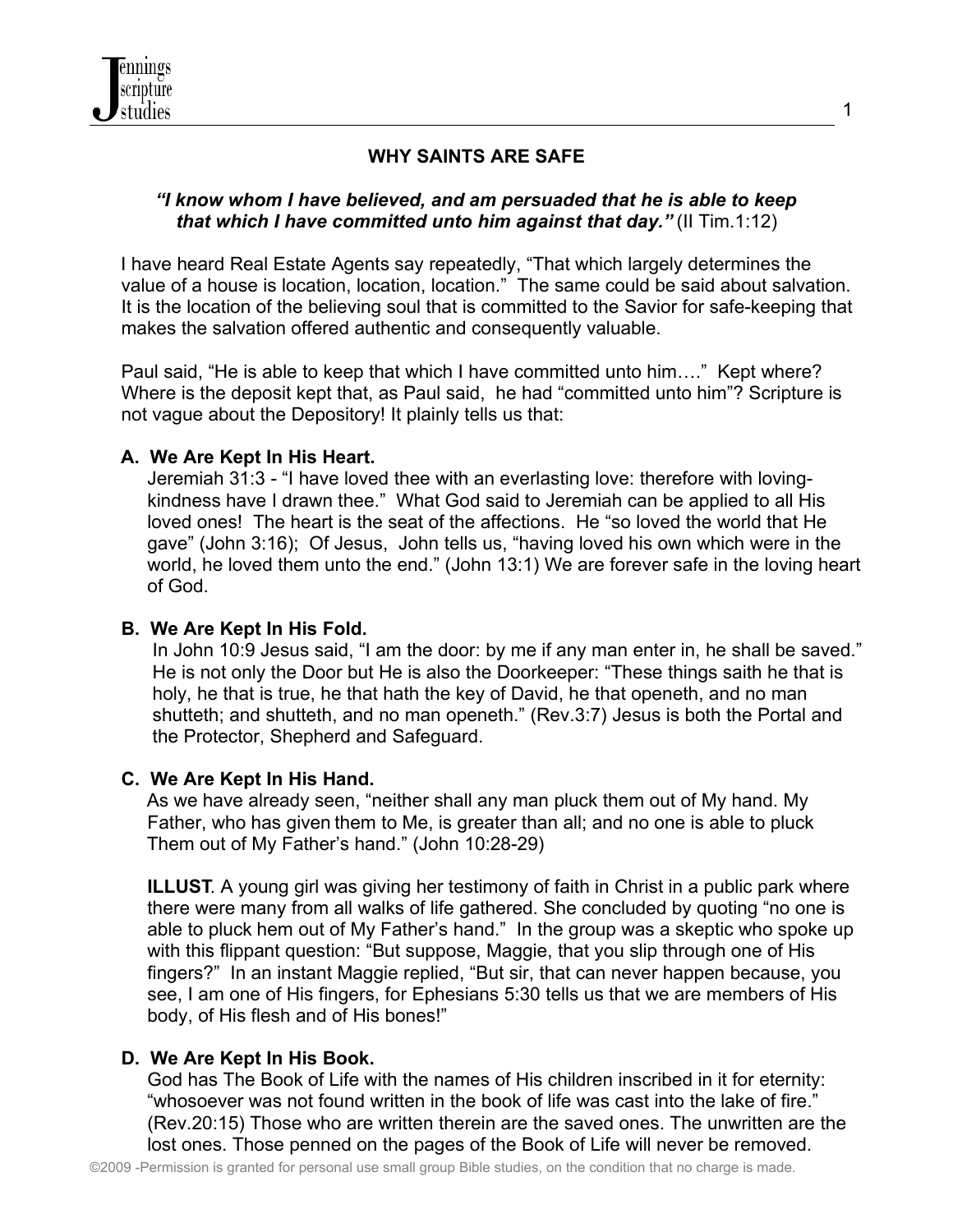# WHY SAINTS ARE SAFE

***"I know whom I have believed, and am persuaded that he is able to keep that which I have committed unto him against that day."*** (II Tim.1:12)

I have heard Real Estate Agents say repeatedly, "That which largely determines the value of a house is location, location, location." The same could be said about salvation. It is the location of the believing soul that is committed to the Savior for safe-keeping that makes the salvation offered authentic and consequently valuable.

Paul said, "He is able to keep that which I have committed unto him…." Kept where? Where is the deposit kept that, as Paul said, he had "committed unto him"? Scripture is not vague about the Depository! It plainly tells us that:

**A. We Are Kept In His Heart.**

Jeremiah 31:3 - "I have loved thee with an everlasting love: therefore with loving-kindness have I drawn thee." What God said to Jeremiah can be applied to all His loved ones! The heart is the seat of the affections. He "so loved the world that He gave" (John 3:16); Of Jesus, John tells us, "having loved his own which were in the world, he loved them unto the end." (John 13:1) We are forever safe in the loving heart of God.

**B. We Are Kept In His Fold.**

In John 10:9 Jesus said, "I am the door: by me if any man enter in, he shall be saved." He is not only the Door but He is also the Doorkeeper: "These things saith he that is holy, he that is true, he that hath the key of David, he that openeth, and no man shutteth; and shutteth, and no man openeth." (Rev.3:7) Jesus is both the Portal and the Protector, Shepherd and Safeguard.

**C. We Are Kept In His Hand.**

As we have already seen, "neither shall any man pluck them out of My hand. My Father, who has given them to Me, is greater than all; and no one is able to pluck Them out of My Father's hand." (John 10:28-29)

**ILLUST**. A young girl was giving her testimony of faith in Christ in a public park where there were many from all walks of life gathered. She concluded by quoting "no one is able to pluck hem out of My Father's hand." In the group was a skeptic who spoke up with this flippant question: "But suppose, Maggie, that you slip through one of His fingers?" In an instant Maggie replied, "But sir, that can never happen because, you see, I am one of His fingers, for Ephesians 5:30 tells us that we are members of His body, of His flesh and of His bones!"

**D. We Are Kept In His Book.**

God has The Book of Life with the names of His children inscribed in it for eternity: "whosoever was not found written in the book of life was cast into the lake of fire." (Rev.20:15) Those who are written therein are the saved ones. The unwritten are the lost ones. Those penned on the pages of the Book of Life will never be removed.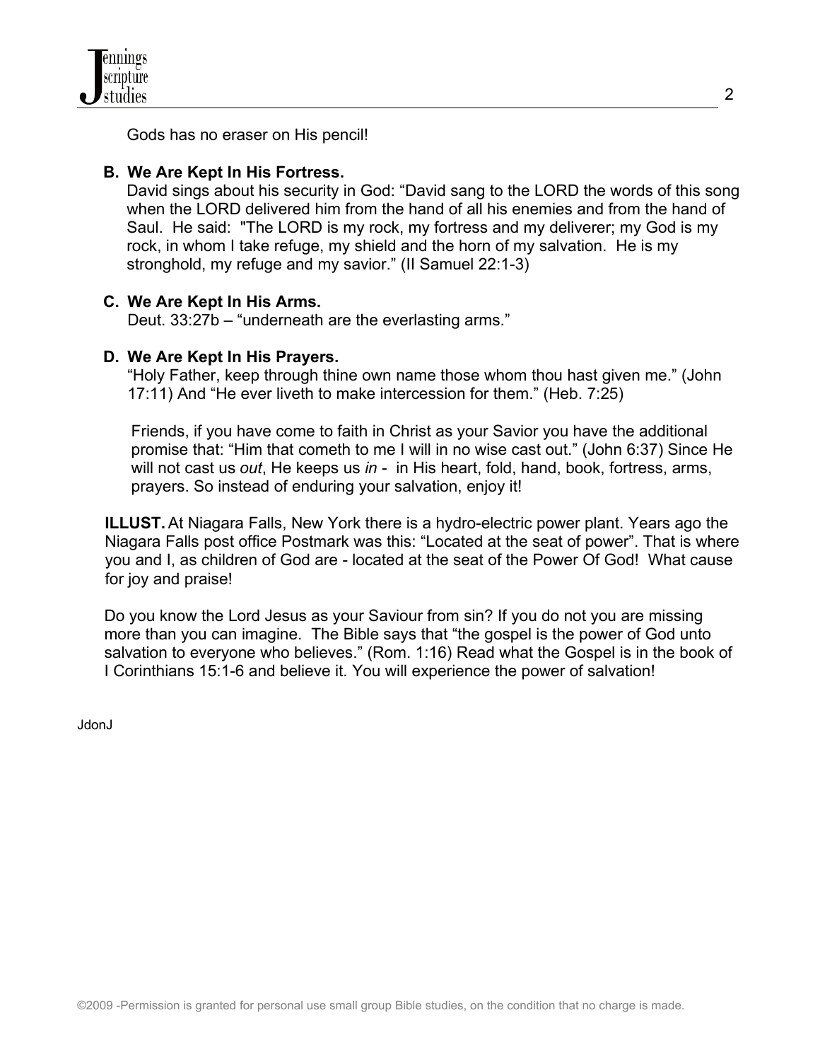Gods has no eraser on His pencil!

**B. We Are Kept In His Fortress.**
David sings about his security in God: "David sang to the LORD the words of this song when the LORD delivered him from the hand of all his enemies and from the hand of Saul. He said: "The LORD is my rock, my fortress and my deliverer; my God is my rock, in whom I take refuge, my shield and the horn of my salvation. He is my stronghold, my refuge and my savior." (II Samuel 22:1-3)

**C. We Are Kept In His Arms.**
Deut. 33:27b – "underneath are the everlasting arms."

**D. We Are Kept In His Prayers.**
"Holy Father, keep through thine own name those whom thou hast given me." (John 17:11) And "He ever liveth to make intercession for them." (Heb. 7:25)

Friends, if you have come to faith in Christ as your Savior you have the additional promise that: "Him that cometh to me I will in no wise cast out." (John 6:37) Since He will not cast us *out*, He keeps us *in* - in His heart, fold, hand, book, fortress, arms, prayers. So instead of enduring your salvation, enjoy it!

**ILLUST.** At Niagara Falls, New York there is a hydro-electric power plant. Years ago the Niagara Falls post office Postmark was this: "Located at the seat of power". That is where you and I, as children of God are - located at the seat of the Power Of God! What cause for joy and praise!

Do you know the Lord Jesus as your Saviour from sin? If you do not you are missing more than you can imagine. The Bible says that "the gospel is the power of God unto salvation to everyone who believes." (Rom. 1:16) Read what the Gospel is in the book of I Corinthians 15:1-6 and believe it. You will experience the power of salvation!

JdonJ

©2009 -Permission is granted for personal use small group Bible studies, on the condition that no charge is made.